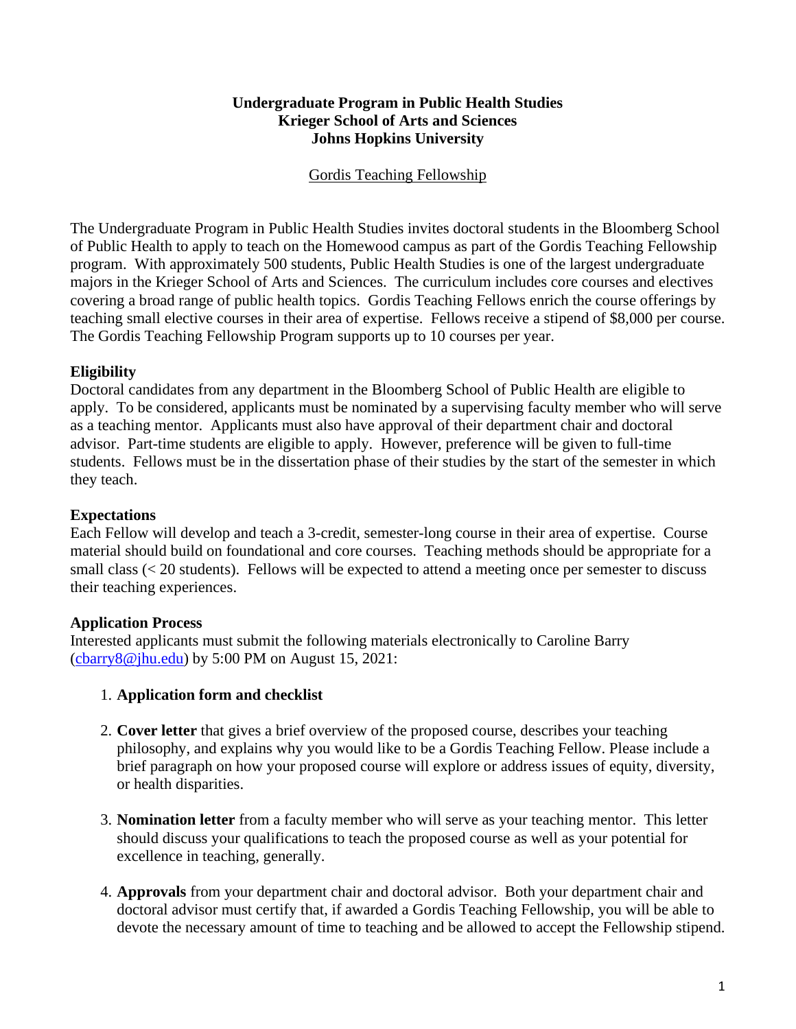**Undergraduate Program in Public Health Studies**
**Krieger School of Arts and Sciences**
**Johns Hopkins University**

Gordis Teaching Fellowship

The Undergraduate Program in Public Health Studies invites doctoral students in the Bloomberg School of Public Health to apply to teach on the Homewood campus as part of the Gordis Teaching Fellowship program. With approximately 500 students, Public Health Studies is one of the largest undergraduate majors in the Krieger School of Arts and Sciences. The curriculum includes core courses and electives covering a broad range of public health topics. Gordis Teaching Fellows enrich the course offerings by teaching small elective courses in their area of expertise. Fellows receive a stipend of $8,000 per course. The Gordis Teaching Fellowship Program supports up to 10 courses per year.

**Eligibility**

Doctoral candidates from any department in the Bloomberg School of Public Health are eligible to apply. To be considered, applicants must be nominated by a supervising faculty member who will serve as a teaching mentor. Applicants must also have approval of their department chair and doctoral advisor. Part-time students are eligible to apply. However, preference will be given to full-time students. Fellows must be in the dissertation phase of their studies by the start of the semester in which they teach.

**Expectations**

Each Fellow will develop and teach a 3-credit, semester-long course in their area of expertise. Course material should build on foundational and core courses. Teaching methods should be appropriate for a small class (< 20 students). Fellows will be expected to attend a meeting once per semester to discuss their teaching experiences.

**Application Process**

Interested applicants must submit the following materials electronically to Caroline Barry (cbarry8@jhu.edu) by 5:00 PM on August 15, 2021:

1. **Application form and checklist**

2. **Cover letter** that gives a brief overview of the proposed course, describes your teaching philosophy, and explains why you would like to be a Gordis Teaching Fellow. Please include a brief paragraph on how your proposed course will explore or address issues of equity, diversity, or health disparities.

3. **Nomination letter** from a faculty member who will serve as your teaching mentor. This letter should discuss your qualifications to teach the proposed course as well as your potential for excellence in teaching, generally.

4. **Approvals** from your department chair and doctoral advisor. Both your department chair and doctoral advisor must certify that, if awarded a Gordis Teaching Fellowship, you will be able to devote the necessary amount of time to teaching and be allowed to accept the Fellowship stipend.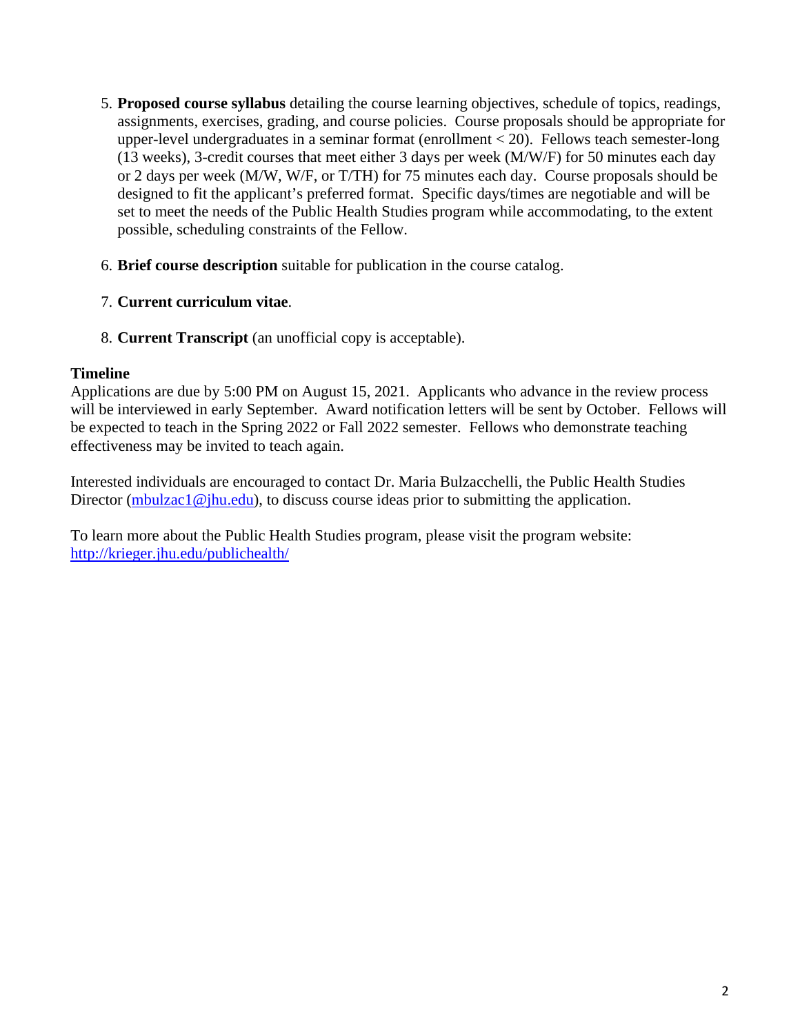5. **Proposed course syllabus** detailing the course learning objectives, schedule of topics, readings, assignments, exercises, grading, and course policies. Course proposals should be appropriate for upper-level undergraduates in a seminar format (enrollment < 20). Fellows teach semester-long (13 weeks), 3-credit courses that meet either 3 days per week (M/W/F) for 50 minutes each day or 2 days per week (M/W, W/F, or T/TH) for 75 minutes each day. Course proposals should be designed to fit the applicant's preferred format. Specific days/times are negotiable and will be set to meet the needs of the Public Health Studies program while accommodating, to the extent possible, scheduling constraints of the Fellow.

6. **Brief course description** suitable for publication in the course catalog.

7. **Current curriculum vitae**.

8. **Current Transcript** (an unofficial copy is acceptable).

**Timeline**

Applications are due by 5:00 PM on August 15, 2021. Applicants who advance in the review process will be interviewed in early September. Award notification letters will be sent by October. Fellows will be expected to teach in the Spring 2022 or Fall 2022 semester. Fellows who demonstrate teaching effectiveness may be invited to teach again.

Interested individuals are encouraged to contact Dr. Maria Bulzacchelli, the Public Health Studies Director (mbulzac1@jhu.edu), to discuss course ideas prior to submitting the application.

To learn more about the Public Health Studies program, please visit the program website: http://krieger.jhu.edu/publichealth/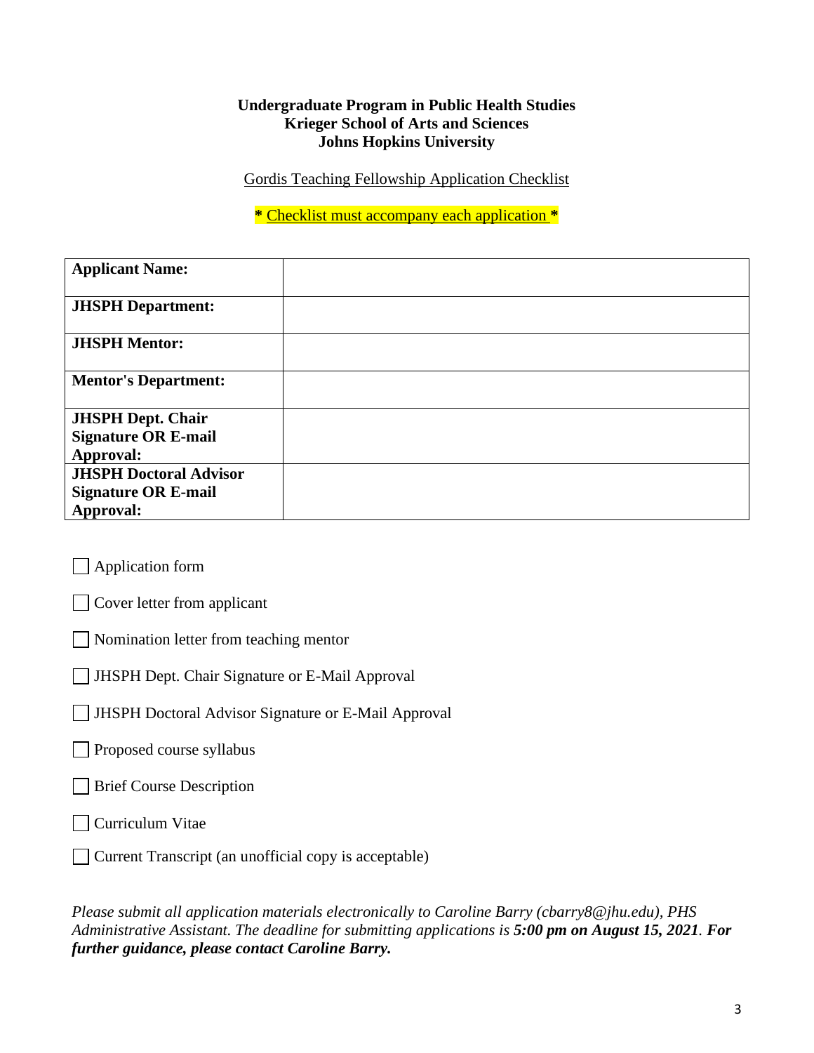**Undergraduate Program in Public Health Studies**
**Krieger School of Arts and Sciences**
**Johns Hopkins University**

Gordis Teaching Fellowship Application Checklist

**\*** Checklist must accompany each application **\***

| **Applicant Name:** | |
|---|---|
| **JHSPH Department:** | |
| **JHSPH Mentor:** | |
| **Mentor's Department:** | |
| **JHSPH Dept. Chair Signature OR E-mail Approval:** | |
| **JHSPH Doctoral Advisor Signature OR E-mail Approval:** | |

- ☐ Application form
- ☐ Cover letter from applicant
- ☐ Nomination letter from teaching mentor
- ☐ JHSPH Dept. Chair Signature or E-Mail Approval
- ☐ JHSPH Doctoral Advisor Signature or E-Mail Approval
- ☐ Proposed course syllabus
- ☐ Brief Course Description
- ☐ Curriculum Vitae
- ☐ Current Transcript (an unofficial copy is acceptable)

*Please submit all application materials electronically to Caroline Barry (cbarry8@jhu.edu), PHS Administrative Assistant. The deadline for submitting applications is **5:00 pm on August 15, 2021**. **For further guidance, please contact Caroline Barry.***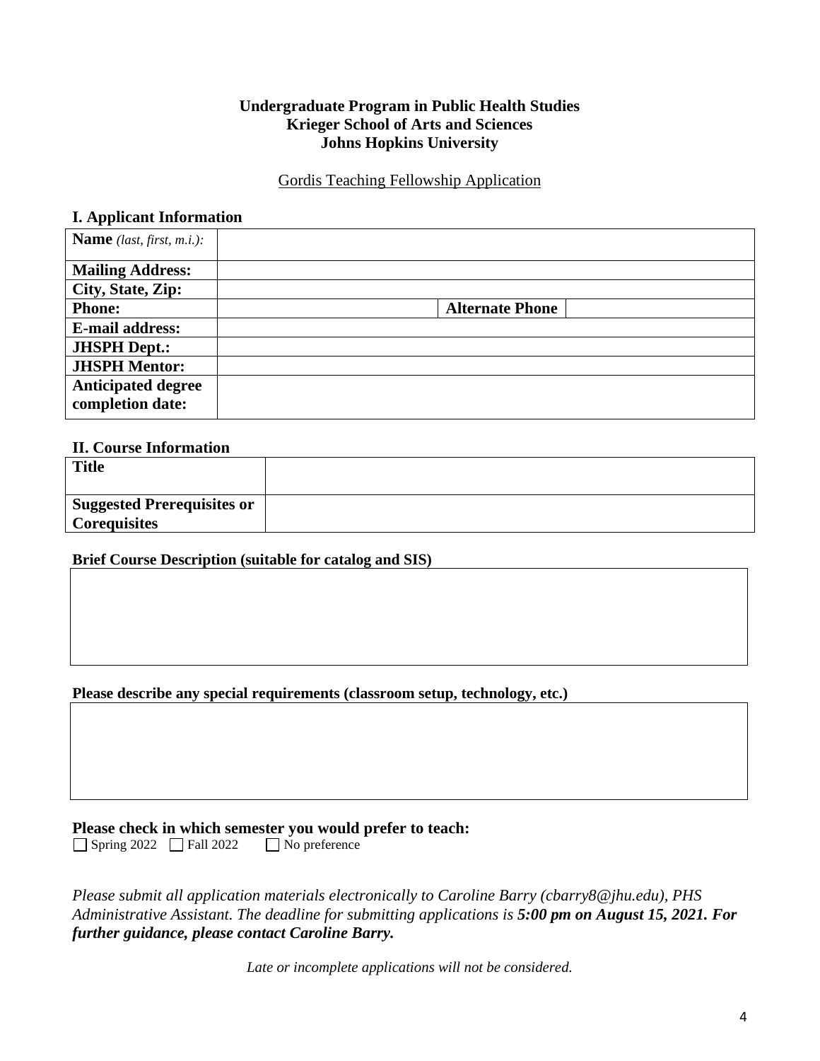**Undergraduate Program in Public Health Studies**
**Krieger School of Arts and Sciences**
**Johns Hopkins University**

Gordis Teaching Fellowship Application

## I. Applicant Information

| | | | |
|---|---|---|---|
| **Name** *(last, first, m.i.)*: | | | |
| **Mailing Address:** | | | |
| **City, State, Zip:** | | | |
| **Phone:** | | **Alternate Phone** | |
| **E-mail address:** | | | |
| **JHSPH Dept.:** | | | |
| **JHSPH Mentor:** | | | |
| **Anticipated degree completion date:** | | | |

## II. Course Information

| | |
|---|---|
| **Title** | |
| **Suggested Prerequisites or Corequisites** | |

**Brief Course Description (suitable for catalog and SIS)**

| |
|---|
| |

**Please describe any special requirements (classroom setup, technology, etc.)**

| |
|---|
| |

**Please check in which semester you would prefer to teach:**

☐ Spring 2022 ☐ Fall 2022 ☐ No preference

*Please submit all application materials electronically to Caroline Barry (cbarry8@jhu.edu), PHS Administrative Assistant. The deadline for submitting applications is* ***5:00 pm on August 15, 2021. For further guidance, please contact Caroline Barry.***

*Late or incomplete applications will not be considered.*